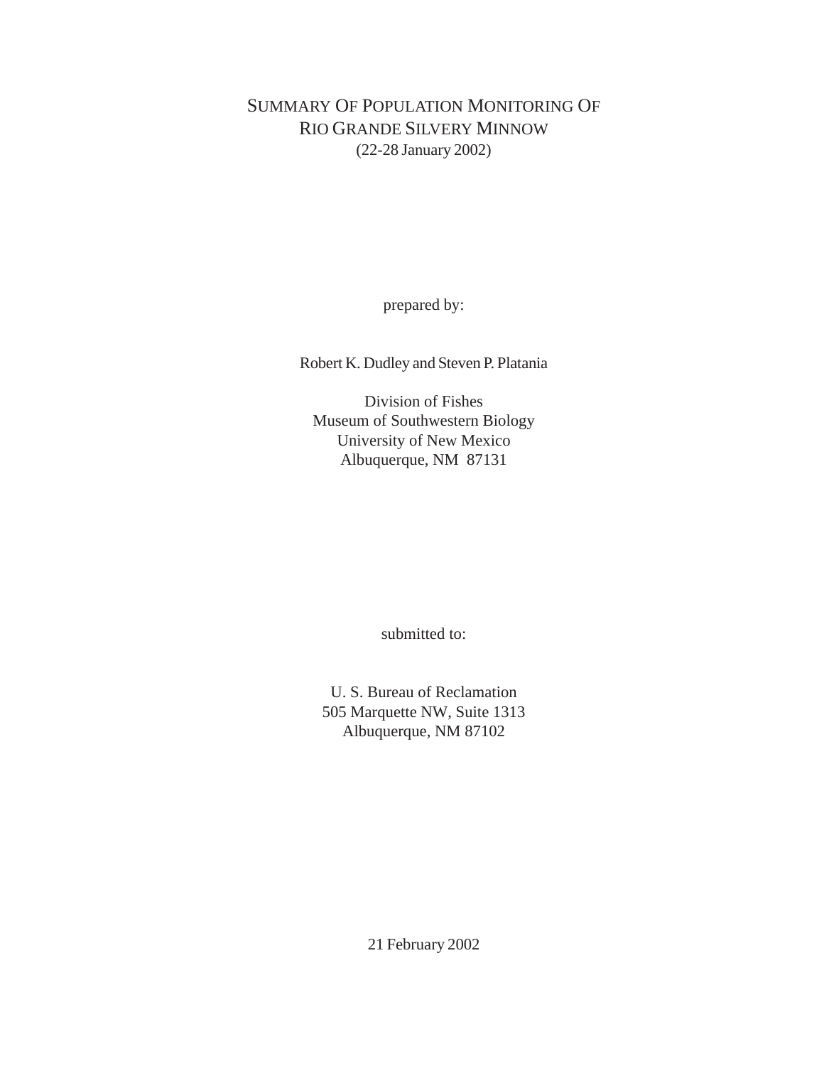# SUMMARY OF POPULATION MONITORING OF RIO GRANDE SILVERY MINNOW

(22-28 January 2002)

prepared by:

Robert K. Dudley and Steven P. Platania

Division of Fishes
Museum of Southwestern Biology
University of New Mexico
Albuquerque, NM 87131

submitted to:

U. S. Bureau of Reclamation
505 Marquette NW, Suite 1313
Albuquerque, NM 87102

21 February 2002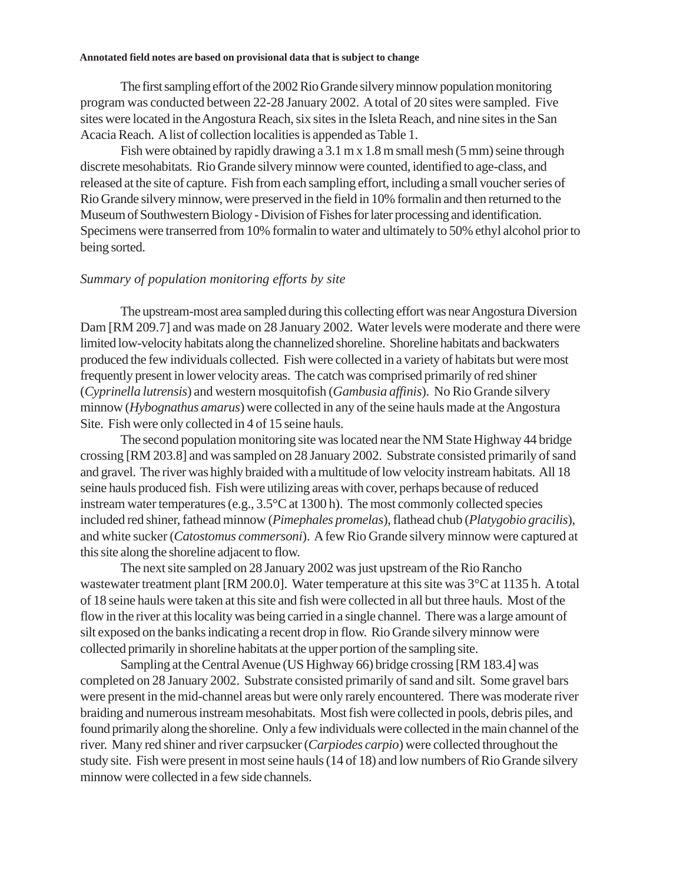**Annotated field notes are based on provisional data that is subject to change**

The first sampling effort of the 2002 Rio Grande silvery minnow population monitoring program was conducted between 22-28 January 2002. A total of 20 sites were sampled. Five sites were located in the Angostura Reach, six sites in the Isleta Reach, and nine sites in the San Acacia Reach. A list of collection localities is appended as Table 1.

Fish were obtained by rapidly drawing a 3.1 m x 1.8 m small mesh (5 mm) seine through discrete mesohabitats. Rio Grande silvery minnow were counted, identified to age-class, and released at the site of capture. Fish from each sampling effort, including a small voucher series of Rio Grande silvery minnow, were preserved in the field in 10% formalin and then returned to the Museum of Southwestern Biology - Division of Fishes for later processing and identification. Specimens were transerred from 10% formalin to water and ultimately to 50% ethyl alcohol prior to being sorted.

*Summary of population monitoring efforts by site*

The upstream-most area sampled during this collecting effort was near Angostura Diversion Dam [RM 209.7] and was made on 28 January 2002. Water levels were moderate and there were limited low-velocity habitats along the channelized shoreline. Shoreline habitats and backwaters produced the few individuals collected. Fish were collected in a variety of habitats but were most frequently present in lower velocity areas. The catch was comprised primarily of red shiner (*Cyprinella lutrensis*) and western mosquitofish (*Gambusia affinis*). No Rio Grande silvery minnow (*Hybognathus amarus*) were collected in any of the seine hauls made at the Angostura Site. Fish were only collected in 4 of 15 seine hauls.

The second population monitoring site was located near the NM State Highway 44 bridge crossing [RM 203.8] and was sampled on 28 January 2002. Substrate consisted primarily of sand and gravel. The river was highly braided with a multitude of low velocity instream habitats. All 18 seine hauls produced fish. Fish were utilizing areas with cover, perhaps because of reduced instream water temperatures (e.g., 3.5°C at 1300 h). The most commonly collected species included red shiner, fathead minnow (*Pimephales promelas*), flathead chub (*Platygobio gracilis*), and white sucker (*Catostomus commersoni*). A few Rio Grande silvery minnow were captured at this site along the shoreline adjacent to flow.

The next site sampled on 28 January 2002 was just upstream of the Rio Rancho wastewater treatment plant [RM 200.0]. Water temperature at this site was 3°C at 1135 h. A total of 18 seine hauls were taken at this site and fish were collected in all but three hauls. Most of the flow in the river at this locality was being carried in a single channel. There was a large amount of silt exposed on the banks indicating a recent drop in flow. Rio Grande silvery minnow were collected primarily in shoreline habitats at the upper portion of the sampling site.

Sampling at the Central Avenue (US Highway 66) bridge crossing [RM 183.4] was completed on 28 January 2002. Substrate consisted primarily of sand and silt. Some gravel bars were present in the mid-channel areas but were only rarely encountered. There was moderate river braiding and numerous instream mesohabitats. Most fish were collected in pools, debris piles, and found primarily along the shoreline. Only a few individuals were collected in the main channel of the river. Many red shiner and river carpsucker (*Carpiodes carpio*) were collected throughout the study site. Fish were present in most seine hauls (14 of 18) and low numbers of Rio Grande silvery minnow were collected in a few side channels.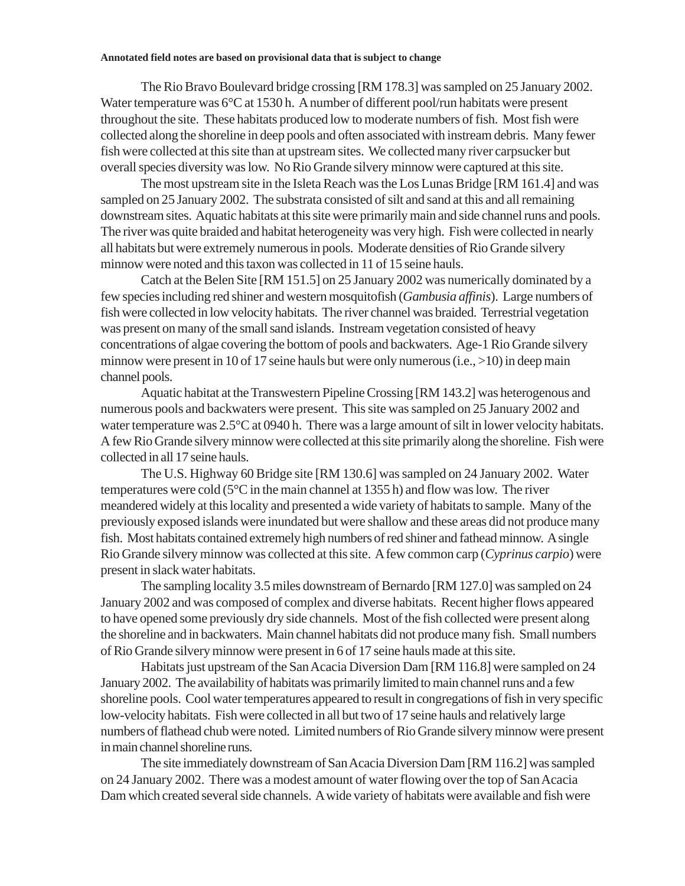**Annotated field notes are based on provisional data that is subject to change**

The Rio Bravo Boulevard bridge crossing [RM 178.3] was sampled on 25 January 2002. Water temperature was 6°C at 1530 h. A number of different pool/run habitats were present throughout the site. These habitats produced low to moderate numbers of fish. Most fish were collected along the shoreline in deep pools and often associated with instream debris. Many fewer fish were collected at this site than at upstream sites. We collected many river carpsucker but overall species diversity was low. No Rio Grande silvery minnow were captured at this site.

The most upstream site in the Isleta Reach was the Los Lunas Bridge [RM 161.4] and was sampled on 25 January 2002. The substrata consisted of silt and sand at this and all remaining downstream sites. Aquatic habitats at this site were primarily main and side channel runs and pools. The river was quite braided and habitat heterogeneity was very high. Fish were collected in nearly all habitats but were extremely numerous in pools. Moderate densities of Rio Grande silvery minnow were noted and this taxon was collected in 11 of 15 seine hauls.

Catch at the Belen Site [RM 151.5] on 25 January 2002 was numerically dominated by a few species including red shiner and western mosquitofish (*Gambusia affinis*). Large numbers of fish were collected in low velocity habitats. The river channel was braided. Terrestrial vegetation was present on many of the small sand islands. Instream vegetation consisted of heavy concentrations of algae covering the bottom of pools and backwaters. Age-1 Rio Grande silvery minnow were present in 10 of 17 seine hauls but were only numerous (i.e., >10) in deep main channel pools.

Aquatic habitat at the Transwestern Pipeline Crossing [RM 143.2] was heterogenous and numerous pools and backwaters were present. This site was sampled on 25 January 2002 and water temperature was 2.5°C at 0940 h. There was a large amount of silt in lower velocity habitats. A few Rio Grande silvery minnow were collected at this site primarily along the shoreline. Fish were collected in all 17 seine hauls.

The U.S. Highway 60 Bridge site [RM 130.6] was sampled on 24 January 2002. Water temperatures were cold (5°C in the main channel at 1355 h) and flow was low. The river meandered widely at this locality and presented a wide variety of habitats to sample. Many of the previously exposed islands were inundated but were shallow and these areas did not produce many fish. Most habitats contained extremely high numbers of red shiner and fathead minnow. A single Rio Grande silvery minnow was collected at this site. A few common carp (*Cyprinus carpio*) were present in slack water habitats.

The sampling locality 3.5 miles downstream of Bernardo [RM 127.0] was sampled on 24 January 2002 and was composed of complex and diverse habitats. Recent higher flows appeared to have opened some previously dry side channels. Most of the fish collected were present along the shoreline and in backwaters. Main channel habitats did not produce many fish. Small numbers of Rio Grande silvery minnow were present in 6 of 17 seine hauls made at this site.

Habitats just upstream of the San Acacia Diversion Dam [RM 116.8] were sampled on 24 January 2002. The availability of habitats was primarily limited to main channel runs and a few shoreline pools. Cool water temperatures appeared to result in congregations of fish in very specific low-velocity habitats. Fish were collected in all but two of 17 seine hauls and relatively large numbers of flathead chub were noted. Limited numbers of Rio Grande silvery minnow were present in main channel shoreline runs.

The site immediately downstream of San Acacia Diversion Dam [RM 116.2] was sampled on 24 January 2002. There was a modest amount of water flowing over the top of San Acacia Dam which created several side channels. A wide variety of habitats were available and fish were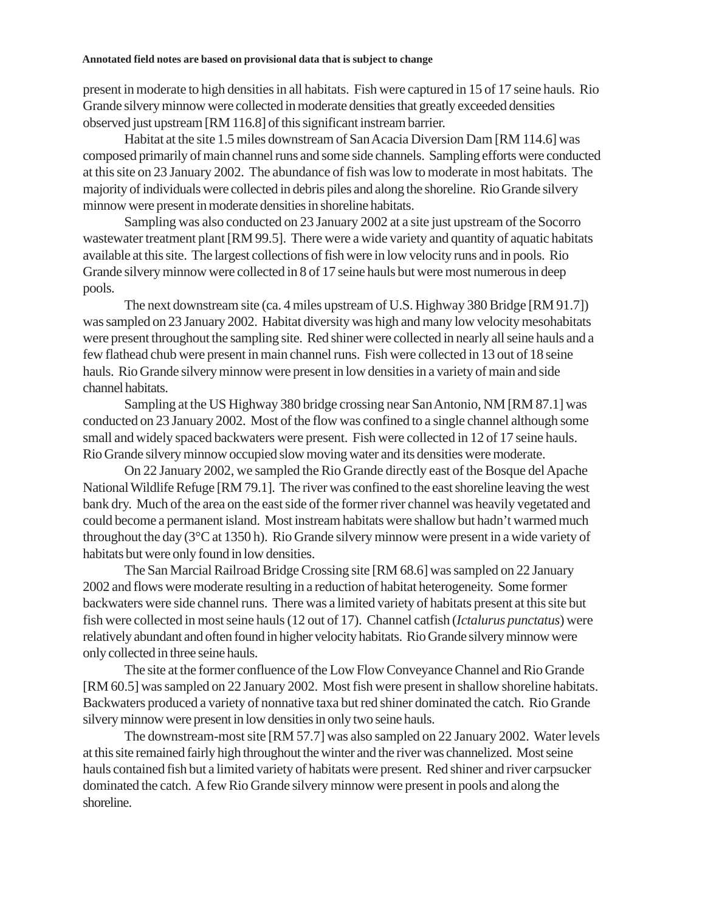present in moderate to high densities in all habitats. Fish were captured in 15 of 17 seine hauls. Rio Grande silvery minnow were collected in moderate densities that greatly exceeded densities observed just upstream [RM 116.8] of this significant instream barrier.

Habitat at the site 1.5 miles downstream of San Acacia Diversion Dam [RM 114.6] was composed primarily of main channel runs and some side channels. Sampling efforts were conducted at this site on 23 January 2002. The abundance of fish was low to moderate in most habitats. The majority of individuals were collected in debris piles and along the shoreline. Rio Grande silvery minnow were present in moderate densities in shoreline habitats.

Sampling was also conducted on 23 January 2002 at a site just upstream of the Socorro wastewater treatment plant [RM 99.5]. There were a wide variety and quantity of aquatic habitats available at this site. The largest collections of fish were in low velocity runs and in pools. Rio Grande silvery minnow were collected in 8 of 17 seine hauls but were most numerous in deep pools.

The next downstream site (ca. 4 miles upstream of U.S. Highway 380 Bridge [RM 91.7]) was sampled on 23 January 2002. Habitat diversity was high and many low velocity mesohabitats were present throughout the sampling site. Red shiner were collected in nearly all seine hauls and a few flathead chub were present in main channel runs. Fish were collected in 13 out of 18 seine hauls. Rio Grande silvery minnow were present in low densities in a variety of main and side channel habitats.

Sampling at the US Highway 380 bridge crossing near San Antonio, NM [RM 87.1] was conducted on 23 January 2002. Most of the flow was confined to a single channel although some small and widely spaced backwaters were present. Fish were collected in 12 of 17 seine hauls. Rio Grande silvery minnow occupied slow moving water and its densities were moderate.

On 22 January 2002, we sampled the Rio Grande directly east of the Bosque del Apache National Wildlife Refuge [RM 79.1]. The river was confined to the east shoreline leaving the west bank dry. Much of the area on the east side of the former river channel was heavily vegetated and could become a permanent island. Most instream habitats were shallow but hadn't warmed much throughout the day (3°C at 1350 h). Rio Grande silvery minnow were present in a wide variety of habitats but were only found in low densities.

The San Marcial Railroad Bridge Crossing site [RM 68.6] was sampled on 22 January 2002 and flows were moderate resulting in a reduction of habitat heterogeneity. Some former backwaters were side channel runs. There was a limited variety of habitats present at this site but fish were collected in most seine hauls (12 out of 17). Channel catfish (*Ictalurus punctatus*) were relatively abundant and often found in higher velocity habitats. Rio Grande silvery minnow were only collected in three seine hauls.

The site at the former confluence of the Low Flow Conveyance Channel and Rio Grande [RM 60.5] was sampled on 22 January 2002. Most fish were present in shallow shoreline habitats. Backwaters produced a variety of nonnative taxa but red shiner dominated the catch. Rio Grande silvery minnow were present in low densities in only two seine hauls.

The downstream-most site [RM 57.7] was also sampled on 22 January 2002. Water levels at this site remained fairly high throughout the winter and the river was channelized. Most seine hauls contained fish but a limited variety of habitats were present. Red shiner and river carpsucker dominated the catch. A few Rio Grande silvery minnow were present in pools and along the shoreline.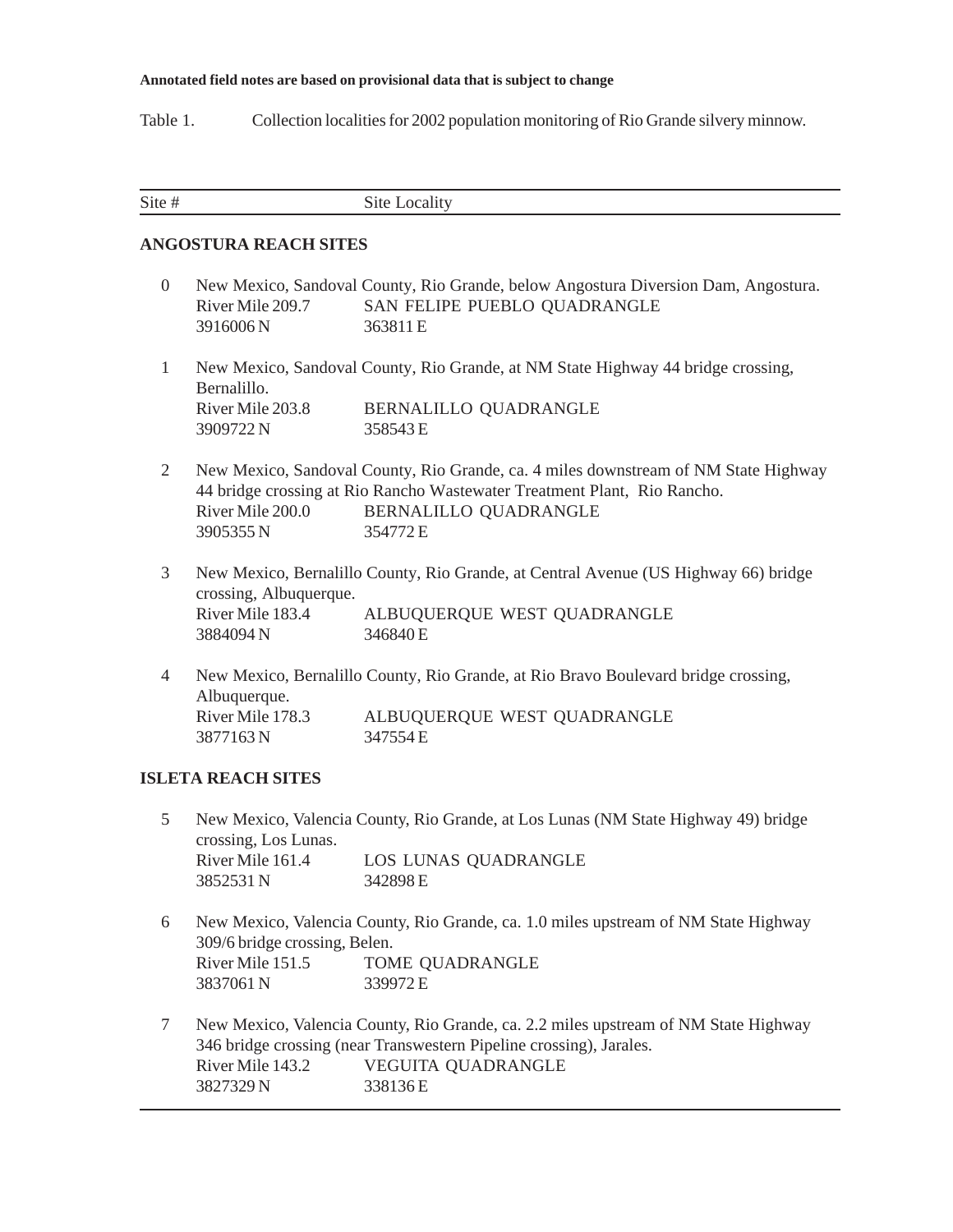**Annotated field notes are based on provisional data that is subject to change**

Table 1. Collection localities for 2002 population monitoring of Rio Grande silvery minnow.

| Site # | Site Locality |
|---|---|
| **ANGOSTURA REACH SITES** | |
| 0 | New Mexico, Sandoval County, Rio Grande, below Angostura Diversion Dam, Angostura.<br>River Mile 209.7 SAN FELIPE PUEBLO QUADRANGLE<br>3916006 N 363811 E |
| 1 | New Mexico, Sandoval County, Rio Grande, at NM State Highway 44 bridge crossing, Bernalillo.<br>River Mile 203.8 BERNALILLO QUADRANGLE<br>3909722 N 358543 E |
| 2 | New Mexico, Sandoval County, Rio Grande, ca. 4 miles downstream of NM State Highway 44 bridge crossing at Rio Rancho Wastewater Treatment Plant, Rio Rancho.<br>River Mile 200.0 BERNALILLO QUADRANGLE<br>3905355 N 354772 E |
| 3 | New Mexico, Bernalillo County, Rio Grande, at Central Avenue (US Highway 66) bridge crossing, Albuquerque.<br>River Mile 183.4 ALBUQUERQUE WEST QUADRANGLE<br>3884094 N 346840 E |
| 4 | New Mexico, Bernalillo County, Rio Grande, at Rio Bravo Boulevard bridge crossing, Albuquerque.<br>River Mile 178.3 ALBUQUERQUE WEST QUADRANGLE<br>3877163 N 347554 E |
| **ISLETA REACH SITES** | |
| 5 | New Mexico, Valencia County, Rio Grande, at Los Lunas (NM State Highway 49) bridge crossing, Los Lunas.<br>River Mile 161.4 LOS LUNAS QUADRANGLE<br>3852531 N 342898 E |
| 6 | New Mexico, Valencia County, Rio Grande, ca. 1.0 miles upstream of NM State Highway 309/6 bridge crossing, Belen.<br>River Mile 151.5 TOME QUADRANGLE<br>3837061 N 339972 E |
| 7 | New Mexico, Valencia County, Rio Grande, ca. 2.2 miles upstream of NM State Highway 346 bridge crossing (near Transwestern Pipeline crossing), Jarales.<br>River Mile 143.2 VEGUITA QUADRANGLE<br>3827329 N 338136 E |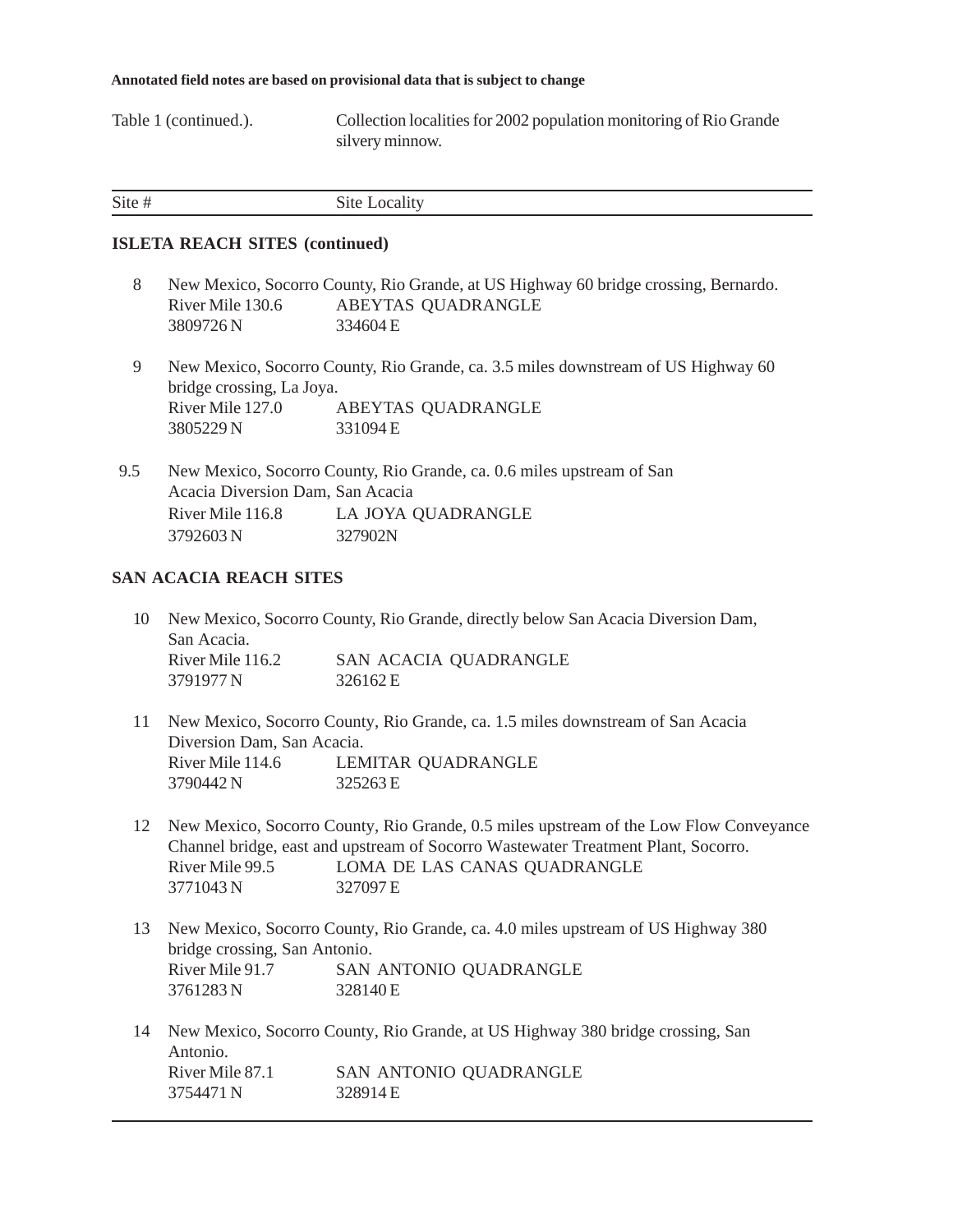**Annotated field notes are based on provisional data that is subject to change**

Table 1 (continued.). Collection localities for 2002 population monitoring of Rio Grande silvery minnow.

| Site # | Site Locality |
|---|---|
| **ISLETA REACH SITES (continued)** | |
| 8 | New Mexico, Socorro County, Rio Grande, at US Highway 60 bridge crossing, Bernardo.<br>River Mile 130.6 ABEYTAS QUADRANGLE<br>3809726 N 334604 E |
| 9 | New Mexico, Socorro County, Rio Grande, ca. 3.5 miles downstream of US Highway 60 bridge crossing, La Joya.<br>River Mile 127.0 ABEYTAS QUADRANGLE<br>3805229 N 331094 E |
| 9.5 | New Mexico, Socorro County, Rio Grande, ca. 0.6 miles upstream of San Acacia Diversion Dam, San Acacia<br>River Mile 116.8 LA JOYA QUADRANGLE<br>3792603 N 327902N |
| **SAN ACACIA REACH SITES** | |
| 10 | New Mexico, Socorro County, Rio Grande, directly below San Acacia Diversion Dam, San Acacia.<br>River Mile 116.2 SAN ACACIA QUADRANGLE<br>3791977 N 326162 E |
| 11 | New Mexico, Socorro County, Rio Grande, ca. 1.5 miles downstream of San Acacia Diversion Dam, San Acacia.<br>River Mile 114.6 LEMITAR QUADRANGLE<br>3790442 N 325263 E |
| 12 | New Mexico, Socorro County, Rio Grande, 0.5 miles upstream of the Low Flow Conveyance Channel bridge, east and upstream of Socorro Wastewater Treatment Plant, Socorro.<br>River Mile 99.5 LOMA DE LAS CANAS QUADRANGLE<br>3771043 N 327097 E |
| 13 | New Mexico, Socorro County, Rio Grande, ca. 4.0 miles upstream of US Highway 380 bridge crossing, San Antonio.<br>River Mile 91.7 SAN ANTONIO QUADRANGLE<br>3761283 N 328140 E |
| 14 | New Mexico, Socorro County, Rio Grande, at US Highway 380 bridge crossing, San Antonio.<br>River Mile 87.1 SAN ANTONIO QUADRANGLE<br>3754471 N 328914 E |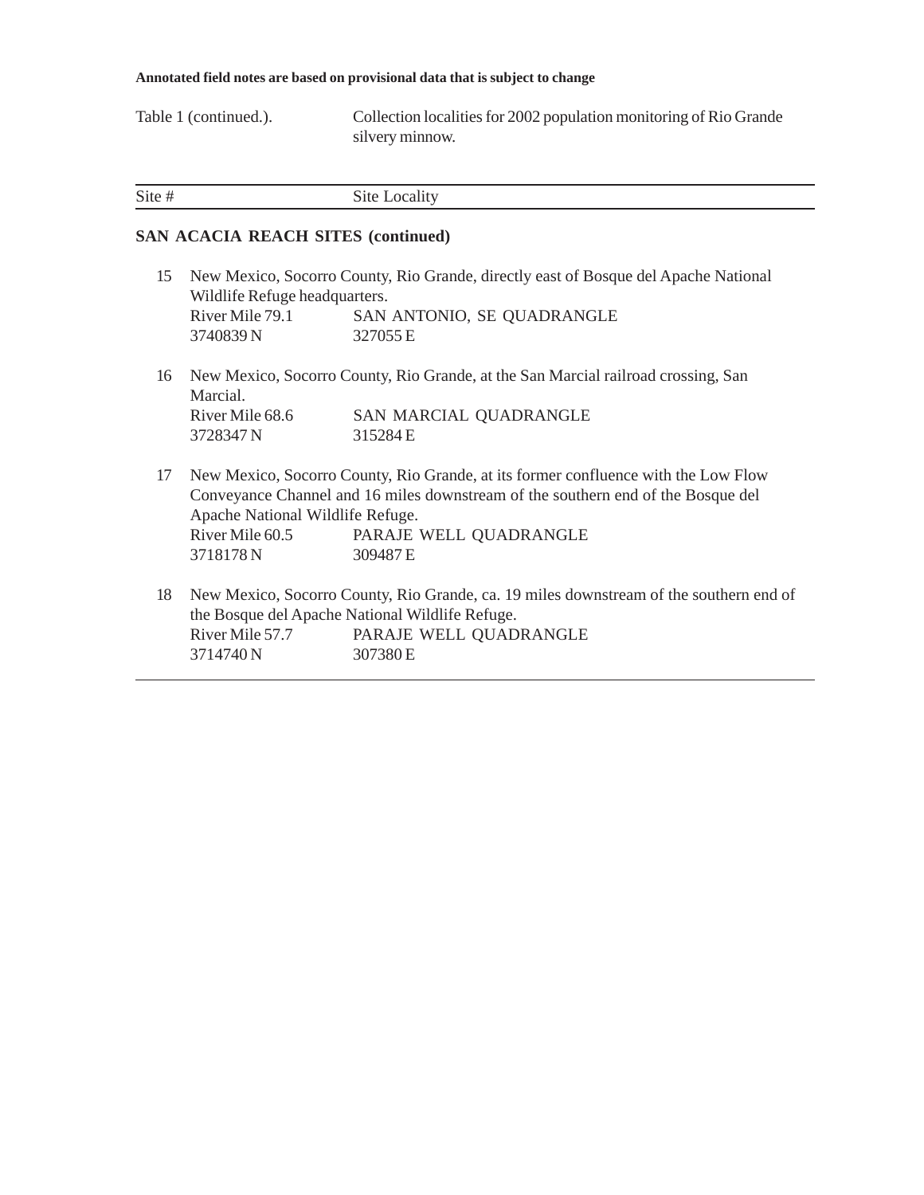**Annotated field notes are based on provisional data that is subject to change**

Table 1 (continued.). Collection localities for 2002 population monitoring of Rio Grande silvery minnow.

| Site # | Site Locality |
|---|---|
| **SAN ACACIA REACH SITES (continued)** | |
| 15 | New Mexico, Socorro County, Rio Grande, directly east of Bosque del Apache National Wildlife Refuge headquarters.<br>River Mile 79.1 SAN ANTONIO, SE QUADRANGLE<br>3740839 N 327055 E |
| 16 | New Mexico, Socorro County, Rio Grande, at the San Marcial railroad crossing, San Marcial.<br>River Mile 68.6 SAN MARCIAL QUADRANGLE<br>3728347 N 315284 E |
| 17 | New Mexico, Socorro County, Rio Grande, at its former confluence with the Low Flow Conveyance Channel and 16 miles downstream of the southern end of the Bosque del Apache National Wildlife Refuge.<br>River Mile 60.5 PARAJE WELL QUADRANGLE<br>3718178 N 309487 E |
| 18 | New Mexico, Socorro County, Rio Grande, ca. 19 miles downstream of the southern end of the Bosque del Apache National Wildlife Refuge.<br>River Mile 57.7 PARAJE WELL QUADRANGLE<br>3714740 N 307380 E |